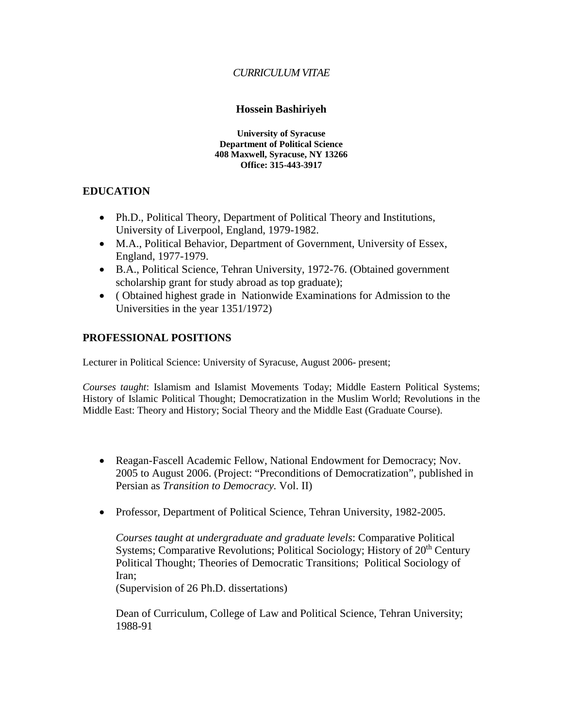*CURRICULUM VITAE*

# Hossein Bashiriyeh

**University of Syracuse**
**Department of Political Science**
**408 Maxwell, Syracuse, NY 13266**
**Office: 315-443-3917**

## EDUCATION

- Ph.D., Political Theory, Department of Political Theory and Institutions, University of Liverpool, England, 1979-1982.
- M.A., Political Behavior, Department of Government, University of Essex, England, 1977-1979.
- B.A., Political Science, Tehran University, 1972-76. (Obtained government scholarship grant for study abroad as top graduate);
- ( Obtained highest grade in Nationwide Examinations for Admission to the Universities in the year 1351/1972)

## PROFESSIONAL POSITIONS

Lecturer in Political Science: University of Syracuse, August 2006- present;

*Courses taught*: Islamism and Islamist Movements Today; Middle Eastern Political Systems; History of Islamic Political Thought; Democratization in the Muslim World; Revolutions in the Middle East: Theory and History; Social Theory and the Middle East (Graduate Course).

- Reagan-Fascell Academic Fellow, National Endowment for Democracy; Nov. 2005 to August 2006. (Project: "Preconditions of Democratization", published in Persian as *Transition to Democracy.* Vol. II)

- Professor, Department of Political Science, Tehran University, 1982-2005.

  *Courses taught at undergraduate and graduate levels*: Comparative Political Systems; Comparative Revolutions; Political Sociology; History of 20th Century Political Thought; Theories of Democratic Transitions; Political Sociology of Iran;
  (Supervision of 26 Ph.D. dissertations)

  Dean of Curriculum, College of Law and Political Science, Tehran University; 1988-91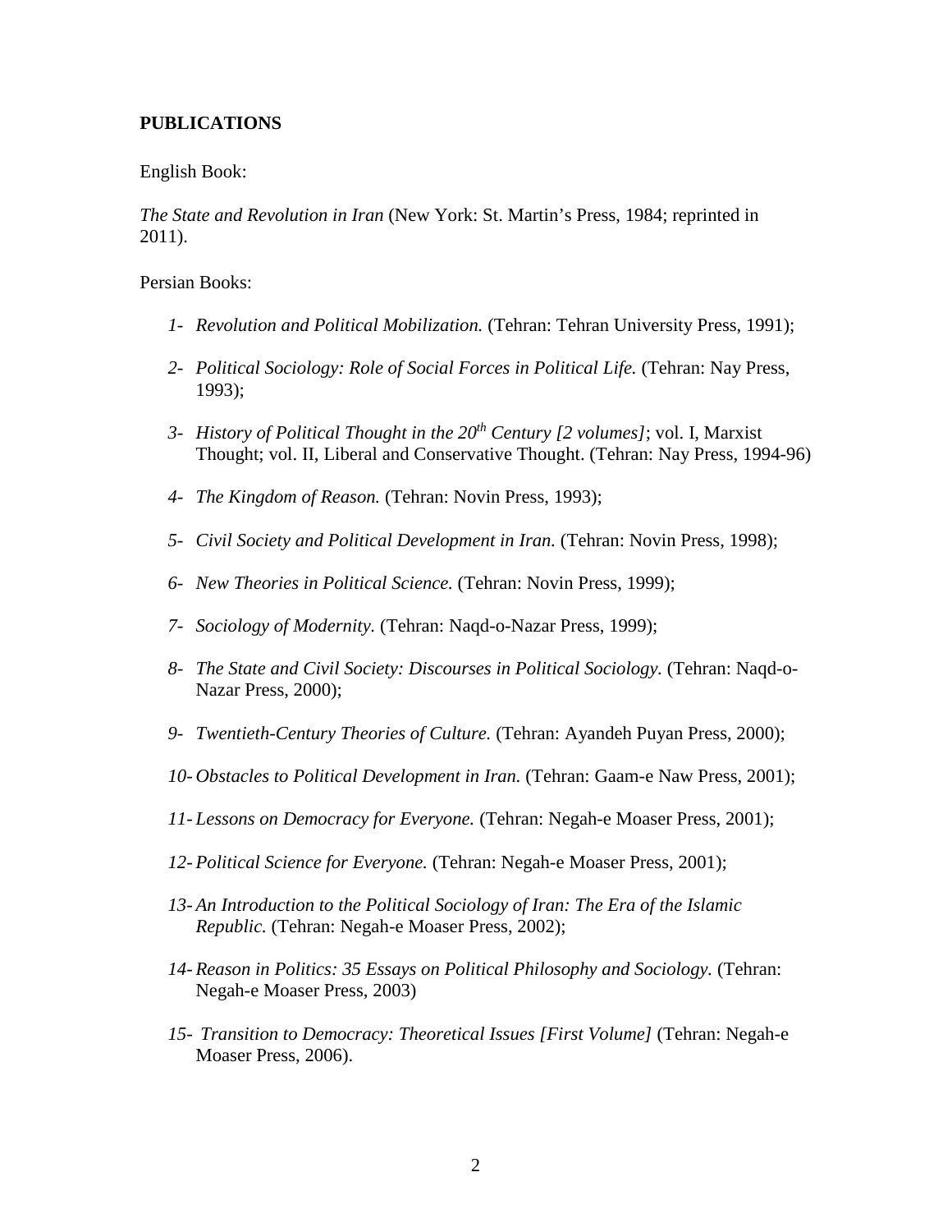## PUBLICATIONS

English Book:

*The State and Revolution in Iran* (New York: St. Martin's Press, 1984; reprinted in 2011).

Persian Books:

1- *Revolution and Political Mobilization.* (Tehran: Tehran University Press, 1991);

2- *Political Sociology: Role of Social Forces in Political Life.* (Tehran: Nay Press, 1993);

3- *History of Political Thought in the 20th Century [2 volumes]*; vol. I, Marxist Thought; vol. II, Liberal and Conservative Thought. (Tehran: Nay Press, 1994-96)

4- *The Kingdom of Reason.* (Tehran: Novin Press, 1993);

5- *Civil Society and Political Development in Iran.* (Tehran: Novin Press, 1998);

6- *New Theories in Political Science.* (Tehran: Novin Press, 1999);

7- *Sociology of Modernity.* (Tehran: Naqd-o-Nazar Press, 1999);

8- *The State and Civil Society: Discourses in Political Sociology.* (Tehran: Naqd-o-Nazar Press, 2000);

9- *Twentieth-Century Theories of Culture.* (Tehran: Ayandeh Puyan Press, 2000);

10- *Obstacles to Political Development in Iran.* (Tehran: Gaam-e Naw Press, 2001);

11- *Lessons on Democracy for Everyone.* (Tehran: Negah-e Moaser Press, 2001);

12- *Political Science for Everyone.* (Tehran: Negah-e Moaser Press, 2001);

13- *An Introduction to the Political Sociology of Iran: The Era of the Islamic Republic.* (Tehran: Negah-e Moaser Press, 2002);

14- *Reason in Politics: 35 Essays on Political Philosophy and Sociology.* (Tehran: Negah-e Moaser Press, 2003)

15- *Transition to Democracy: Theoretical Issues [First Volume]* (Tehran: Negah-e Moaser Press, 2006).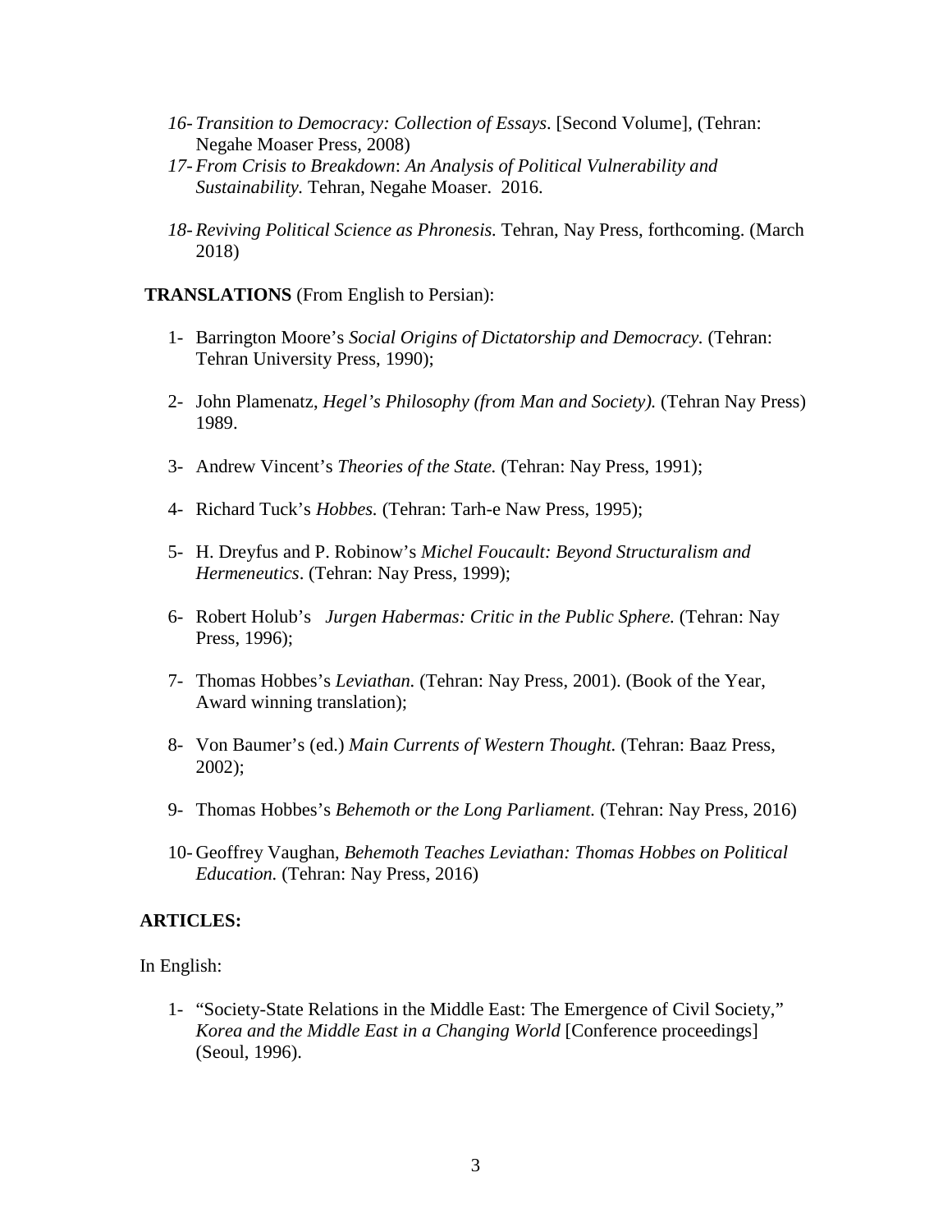16- *Transition to Democracy: Collection of Essays*. [Second Volume], (Tehran: Negahe Moaser Press, 2008)

17- *From Crisis to Breakdown*: *An Analysis of Political Vulnerability and Sustainability.* Tehran, Negahe Moaser. 2016.

18- *Reviving Political Science as Phronesis.* Tehran, Nay Press, forthcoming. (March 2018)

**TRANSLATIONS** (From English to Persian):

1- Barrington Moore's *Social Origins of Dictatorship and Democracy.* (Tehran: Tehran University Press, 1990);

2- John Plamenatz, *Hegel's Philosophy (from Man and Society).* (Tehran Nay Press) 1989.

3- Andrew Vincent's *Theories of the State.* (Tehran: Nay Press, 1991);

4- Richard Tuck's *Hobbes.* (Tehran: Tarh-e Naw Press, 1995);

5- H. Dreyfus and P. Robinow's *Michel Foucault: Beyond Structuralism and Hermeneutics*. (Tehran: Nay Press, 1999);

6- Robert Holub's *Jurgen Habermas: Critic in the Public Sphere.* (Tehran: Nay Press, 1996);

7- Thomas Hobbes's *Leviathan.* (Tehran: Nay Press, 2001). (Book of the Year, Award winning translation);

8- Von Baumer's (ed.) *Main Currents of Western Thought.* (Tehran: Baaz Press, 2002);

9- Thomas Hobbes's *Behemoth or the Long Parliament.* (Tehran: Nay Press, 2016)

10- Geoffrey Vaughan, *Behemoth Teaches Leviathan: Thomas Hobbes on Political Education.* (Tehran: Nay Press, 2016)

**ARTICLES:**

In English:

1- "Society-State Relations in the Middle East: The Emergence of Civil Society," *Korea and the Middle East in a Changing World* [Conference proceedings] (Seoul, 1996).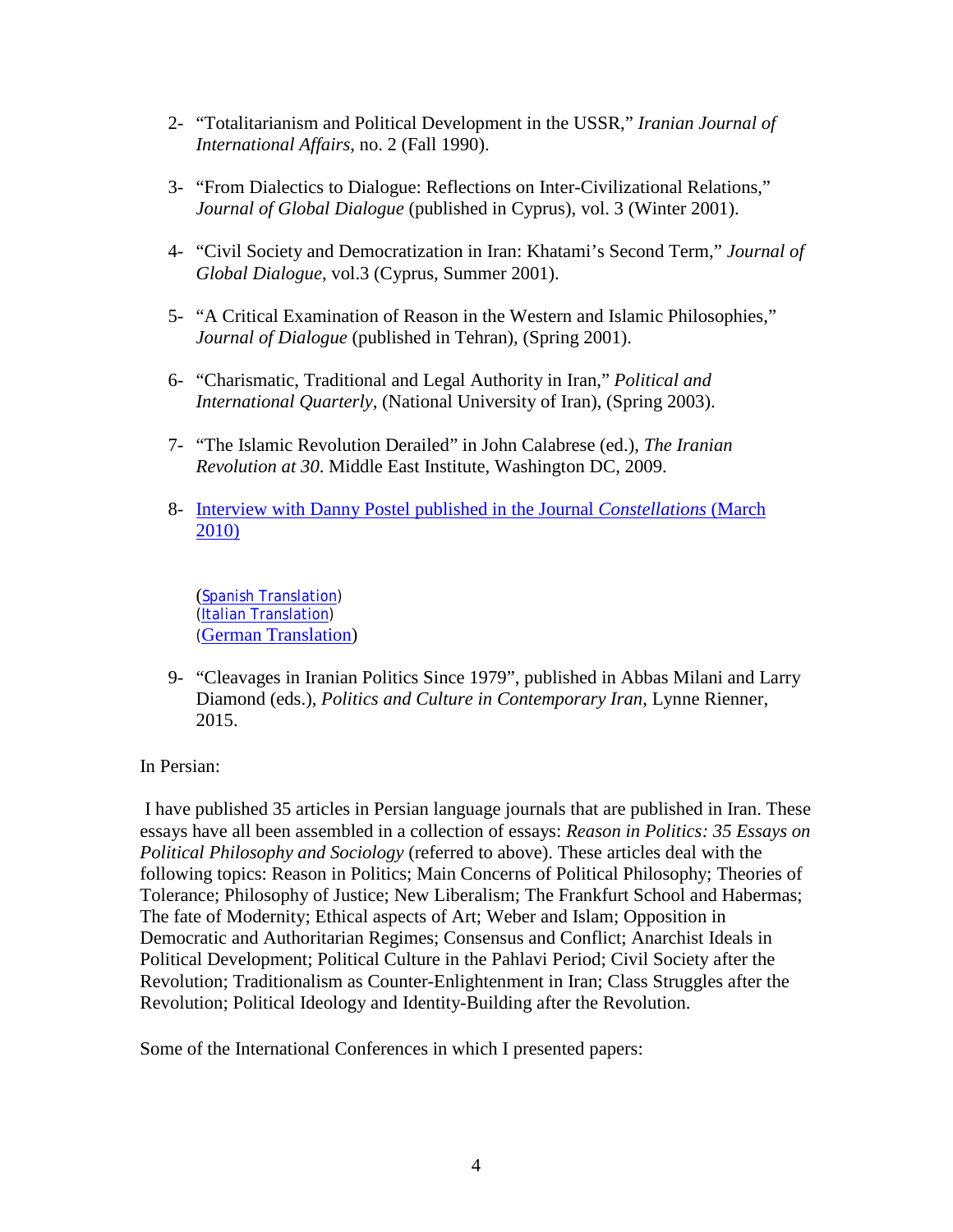2- "Totalitarianism and Political Development in the USSR," *Iranian Journal of International Affairs*, no. 2 (Fall 1990).

3- "From Dialectics to Dialogue: Reflections on Inter-Civilizational Relations," *Journal of Global Dialogue* (published in Cyprus), vol. 3 (Winter 2001).

4- "Civil Society and Democratization in Iran: Khatami's Second Term," *Journal of Global Dialogue*, vol.3 (Cyprus, Summer 2001).

5- "A Critical Examination of Reason in the Western and Islamic Philosophies," *Journal of Dialogue* (published in Tehran), (Spring 2001).

6- "Charismatic, Traditional and Legal Authority in Iran," *Political and International Quarterly*, (National University of Iran), (Spring 2003).

7- "The Islamic Revolution Derailed" in John Calabrese (ed.), *The Iranian Revolution at 30*. Middle East Institute, Washington DC, 2009.

8- Interview with Danny Postel published in the Journal *Constellations* (March 2010)

   (Spanish Translation)
   (Italian Translation)
   (German Translation)

9- "Cleavages in Iranian Politics Since 1979", published in Abbas Milani and Larry Diamond (eds.), *Politics and Culture in Contemporary Iran*, Lynne Rienner, 2015.

In Persian:

I have published 35 articles in Persian language journals that are published in Iran. These essays have all been assembled in a collection of essays: *Reason in Politics: 35 Essays on Political Philosophy and Sociology* (referred to above). These articles deal with the following topics: Reason in Politics; Main Concerns of Political Philosophy; Theories of Tolerance; Philosophy of Justice; New Liberalism; The Frankfurt School and Habermas; The fate of Modernity; Ethical aspects of Art; Weber and Islam; Opposition in Democratic and Authoritarian Regimes; Consensus and Conflict; Anarchist Ideals in Political Development; Political Culture in the Pahlavi Period; Civil Society after the Revolution; Traditionalism as Counter-Enlightenment in Iran; Class Struggles after the Revolution; Political Ideology and Identity-Building after the Revolution.

Some of the International Conferences in which I presented papers: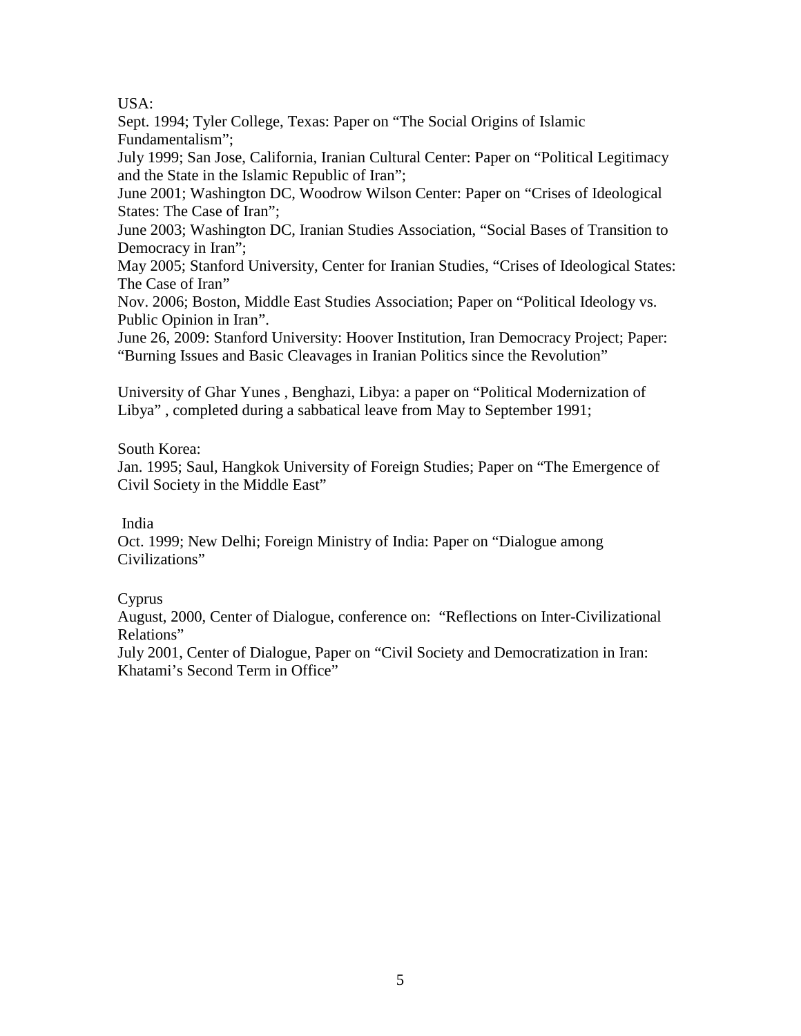USA:

Sept. 1994; Tyler College, Texas: Paper on "The Social Origins of Islamic Fundamentalism";

July 1999; San Jose, California, Iranian Cultural Center: Paper on "Political Legitimacy and the State in the Islamic Republic of Iran";

June 2001; Washington DC, Woodrow Wilson Center: Paper on "Crises of Ideological States: The Case of Iran";

June 2003; Washington DC, Iranian Studies Association, "Social Bases of Transition to Democracy in Iran";

May 2005; Stanford University, Center for Iranian Studies, "Crises of Ideological States: The Case of Iran"

Nov. 2006; Boston, Middle East Studies Association; Paper on "Political Ideology vs. Public Opinion in Iran".

June 26, 2009: Stanford University: Hoover Institution, Iran Democracy Project; Paper: "Burning Issues and Basic Cleavages in Iranian Politics since the Revolution"

University of Ghar Yunes , Benghazi, Libya: a paper on "Political Modernization of Libya" , completed during a sabbatical leave from May to September 1991;

South Korea:

Jan. 1995; Saul, Hangkok University of Foreign Studies; Paper on "The Emergence of Civil Society in the Middle East"

India

Oct. 1999; New Delhi; Foreign Ministry of India: Paper on "Dialogue among Civilizations"

Cyprus

August, 2000, Center of Dialogue, conference on: "Reflections on Inter-Civilizational Relations"

July 2001, Center of Dialogue, Paper on "Civil Society and Democratization in Iran: Khatami's Second Term in Office"